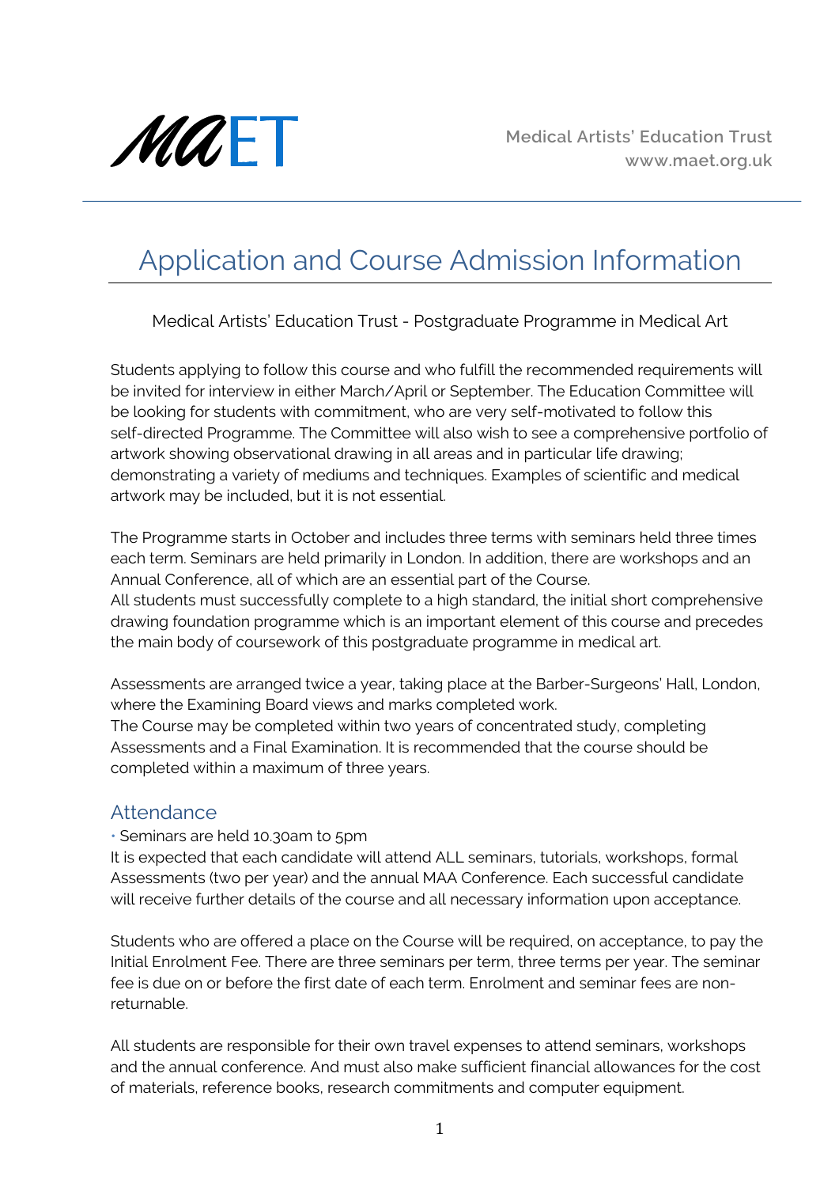MAET

Medical Artists' Education Trust
www.maet.org.uk

# Application and Course Admission Information

Medical Artists' Education Trust - Postgraduate Programme in Medical Art

Students applying to follow this course and who fulfill the recommended requirements will be invited for interview in either March/April or September. The Education Committee will be looking for students with commitment, who are very self-motivated to follow this self-directed Programme. The Committee will also wish to see a comprehensive portfolio of artwork showing observational drawing in all areas and in particular life drawing; demonstrating a variety of mediums and techniques. Examples of scientific and medical artwork may be included, but it is not essential.

The Programme starts in October and includes three terms with seminars held three times each term. Seminars are held primarily in London. In addition, there are workshops and an Annual Conference, all of which are an essential part of the Course.
All students must successfully complete to a high standard, the initial short comprehensive drawing foundation programme which is an important element of this course and precedes the main body of coursework of this postgraduate programme in medical art.

Assessments are arranged twice a year, taking place at the Barber-Surgeons' Hall, London, where the Examining Board views and marks completed work.
The Course may be completed within two years of concentrated study, completing Assessments and a Final Examination. It is recommended that the course should be completed within a maximum of three years.

## Attendance

- Seminars are held 10.30am to 5pm

It is expected that each candidate will attend ALL seminars, tutorials, workshops, formal Assessments (two per year) and the annual MAA Conference. Each successful candidate will receive further details of the course and all necessary information upon acceptance.

Students who are offered a place on the Course will be required, on acceptance, to pay the Initial Enrolment Fee. There are three seminars per term, three terms per year. The seminar fee is due on or before the first date of each term. Enrolment and seminar fees are non-returnable.

All students are responsible for their own travel expenses to attend seminars, workshops and the annual conference. And must also make sufficient financial allowances for the cost of materials, reference books, research commitments and computer equipment.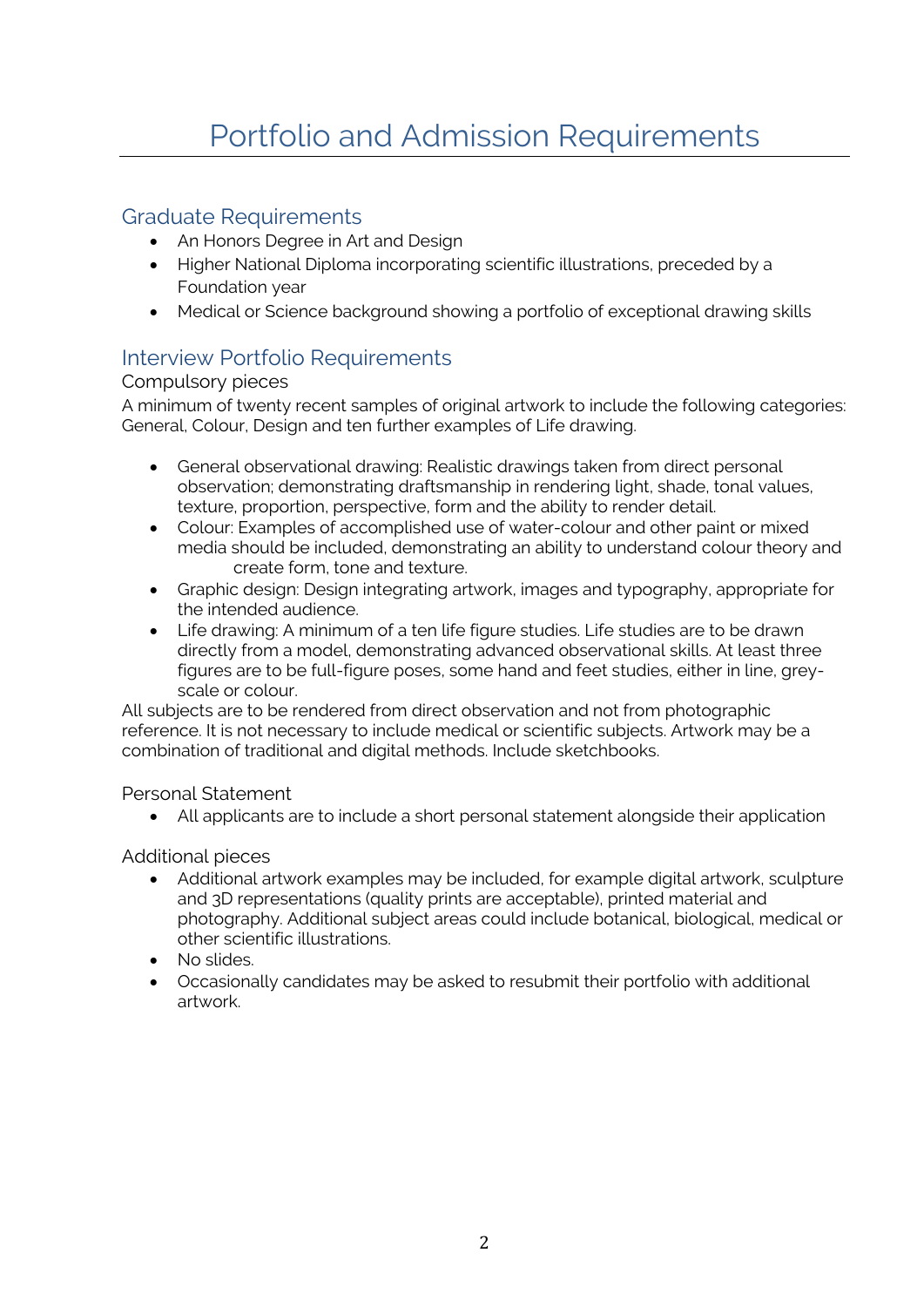# Portfolio and Admission Requirements

## Graduate Requirements

- An Honors Degree in Art and Design
- Higher National Diploma incorporating scientific illustrations, preceded by a Foundation year
- Medical or Science background showing a portfolio of exceptional drawing skills

## Interview Portfolio Requirements

### Compulsory pieces

A minimum of twenty recent samples of original artwork to include the following categories: General, Colour, Design and ten further examples of Life drawing.

- General observational drawing: Realistic drawings taken from direct personal observation; demonstrating draftsmanship in rendering light, shade, tonal values, texture, proportion, perspective, form and the ability to render detail.
- Colour: Examples of accomplished use of water-colour and other paint or mixed media should be included, demonstrating an ability to understand colour theory and create form, tone and texture.
- Graphic design: Design integrating artwork, images and typography, appropriate for the intended audience.
- Life drawing: A minimum of a ten life figure studies. Life studies are to be drawn directly from a model, demonstrating advanced observational skills. At least three figures are to be full-figure poses, some hand and feet studies, either in line, grey-scale or colour.

All subjects are to be rendered from direct observation and not from photographic reference. It is not necessary to include medical or scientific subjects. Artwork may be a combination of traditional and digital methods. Include sketchbooks.

### Personal Statement

- All applicants are to include a short personal statement alongside their application

### Additional pieces

- Additional artwork examples may be included, for example digital artwork, sculpture and 3D representations (quality prints are acceptable), printed material and photography. Additional subject areas could include botanical, biological, medical or other scientific illustrations.
- No slides.
- Occasionally candidates may be asked to resubmit their portfolio with additional artwork.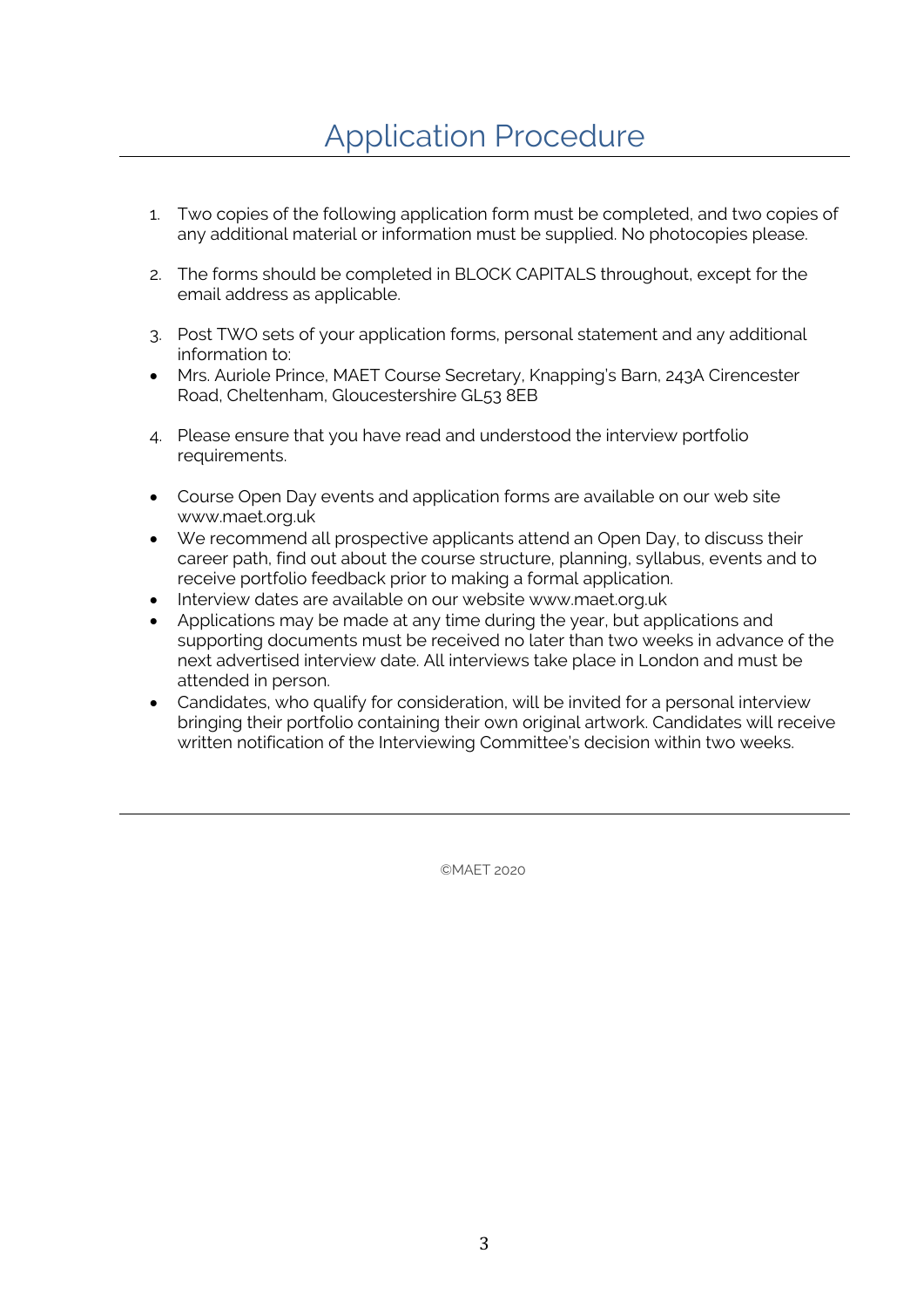# Application Procedure

1. Two copies of the following application form must be completed, and two copies of any additional material or information must be supplied. No photocopies please.

2. The forms should be completed in BLOCK CAPITALS throughout, except for the email address as applicable.

3. Post TWO sets of your application forms, personal statement and any additional information to:

- Mrs. Auriole Prince, MAET Course Secretary, Knapping's Barn, 243A Cirencester Road, Cheltenham, Gloucestershire GL53 8EB

4. Please ensure that you have read and understood the interview portfolio requirements.

- Course Open Day events and application forms are available on our web site www.maet.org.uk
- We recommend all prospective applicants attend an Open Day, to discuss their career path, find out about the course structure, planning, syllabus, events and to receive portfolio feedback prior to making a formal application.
- Interview dates are available on our website www.maet.org.uk
- Applications may be made at any time during the year, but applications and supporting documents must be received no later than two weeks in advance of the next advertised interview date. All interviews take place in London and must be attended in person.
- Candidates, who qualify for consideration, will be invited for a personal interview bringing their portfolio containing their own original artwork. Candidates will receive written notification of the Interviewing Committee's decision within two weeks.

---

©MAET 2020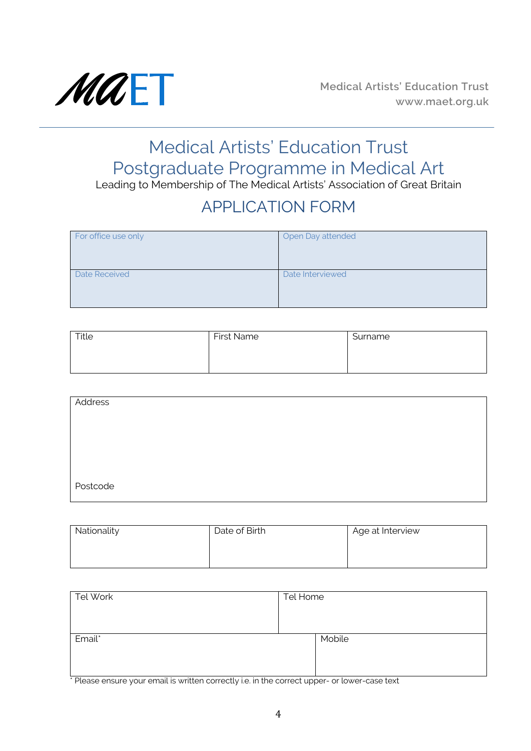MAET

Medical Artists' Education Trust
www.maet.org.uk

# Medical Artists' Education Trust
# Postgraduate Programme in Medical Art

Leading to Membership of The Medical Artists' Association of Great Britain

## APPLICATION FORM

| For office use only | Open Day attended |
|---|---|
| Date Received | Date Interviewed |

| Title | First Name | Surname |
|---|---|---|
| | | |

| Address |
|---|
| |
| Postcode |

| Nationality | Date of Birth | Age at Interview |
|---|---|---|
| | | |

| Tel Work | Tel Home |
|---|---|
| Email* | Mobile |

* Please ensure your email is written correctly i.e. in the correct upper- or lower-case text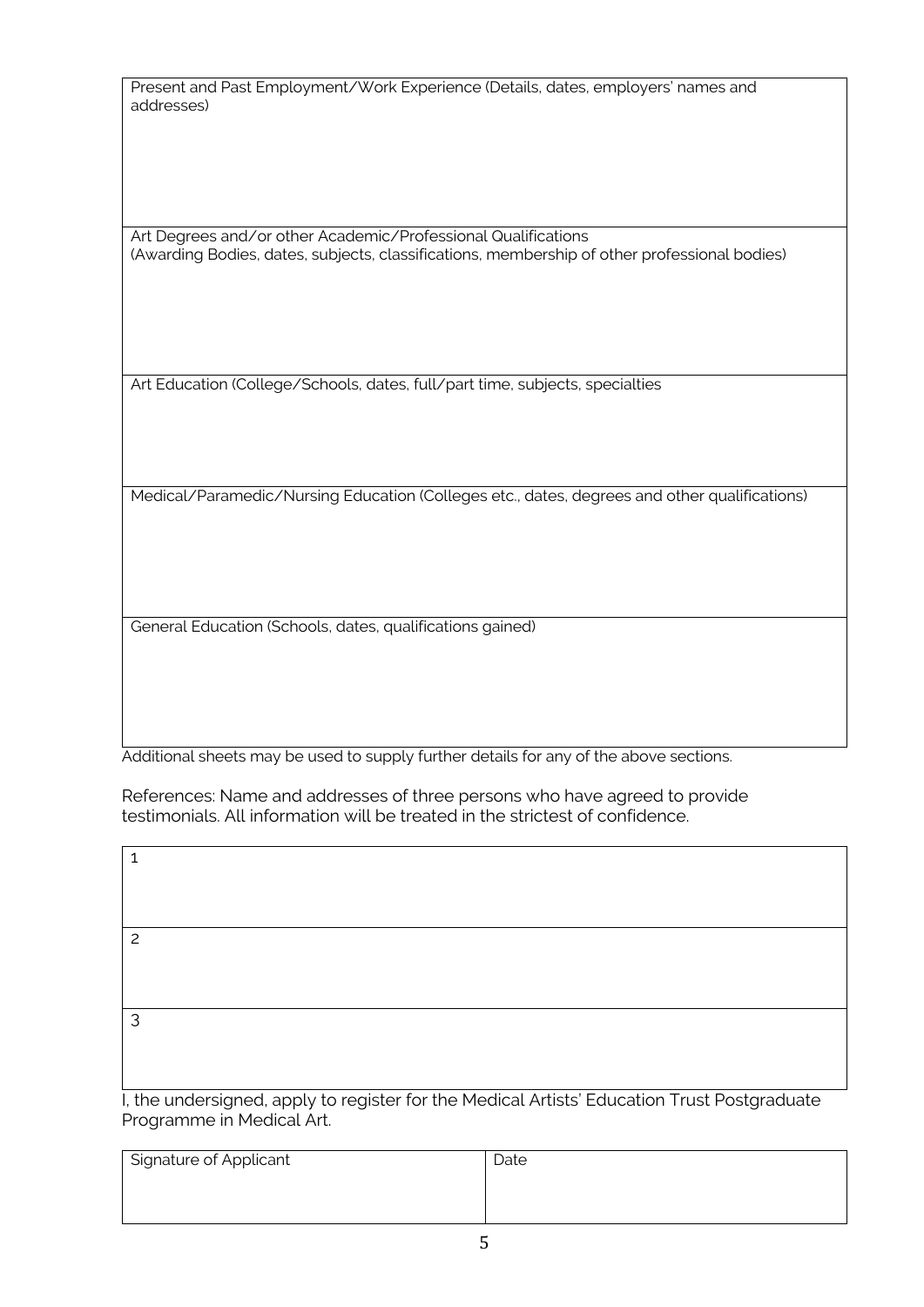| Present and Past Employment/Work Experience (Details, dates, employers' names and addresses) |
|---|
| Art Degrees and/or other Academic/Professional Qualifications<br>(Awarding Bodies, dates, subjects, classifications, membership of other professional bodies) |
| Art Education (College/Schools, dates, full/part time, subjects, specialties |
| Medical/Paramedic/Nursing Education (Colleges etc., dates, degrees and other qualifications) |
| General Education (Schools, dates, qualifications gained) |

Additional sheets may be used to supply further details for any of the above sections.

References: Name and addresses of three persons who have agreed to provide testimonials. All information will be treated in the strictest of confidence.

| 1 |
|---|
| 2 |
| 3 |

I, the undersigned, apply to register for the Medical Artists' Education Trust Postgraduate Programme in Medical Art.

| Signature of Applicant | Date |
|---|---|
| | |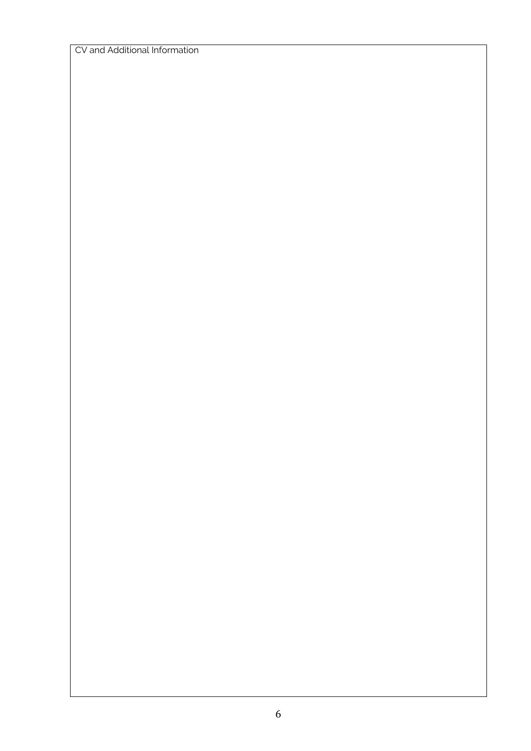| CV and Additional Information |
| --- |
| |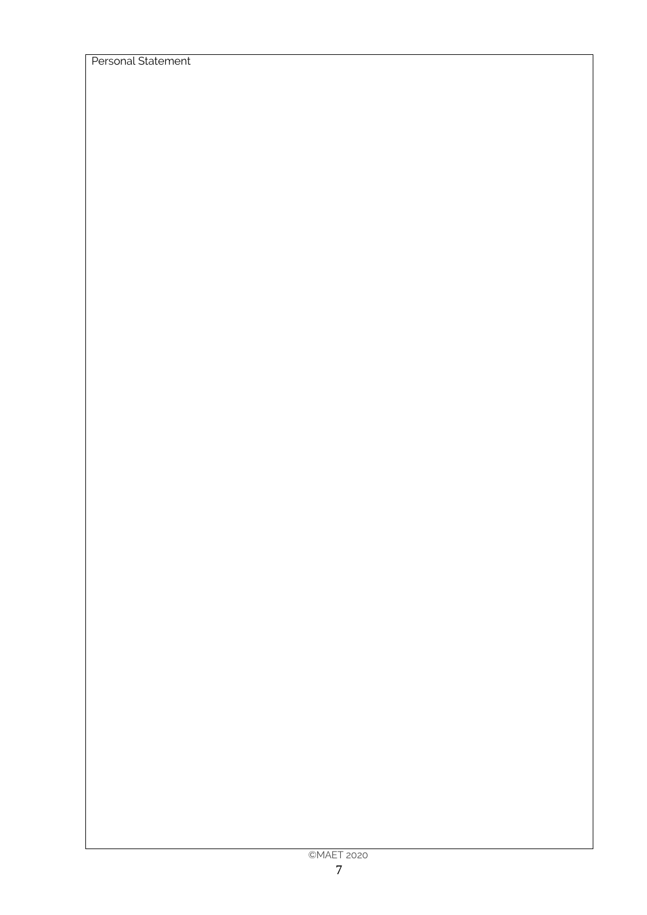Personal Statement

©MAET 2020